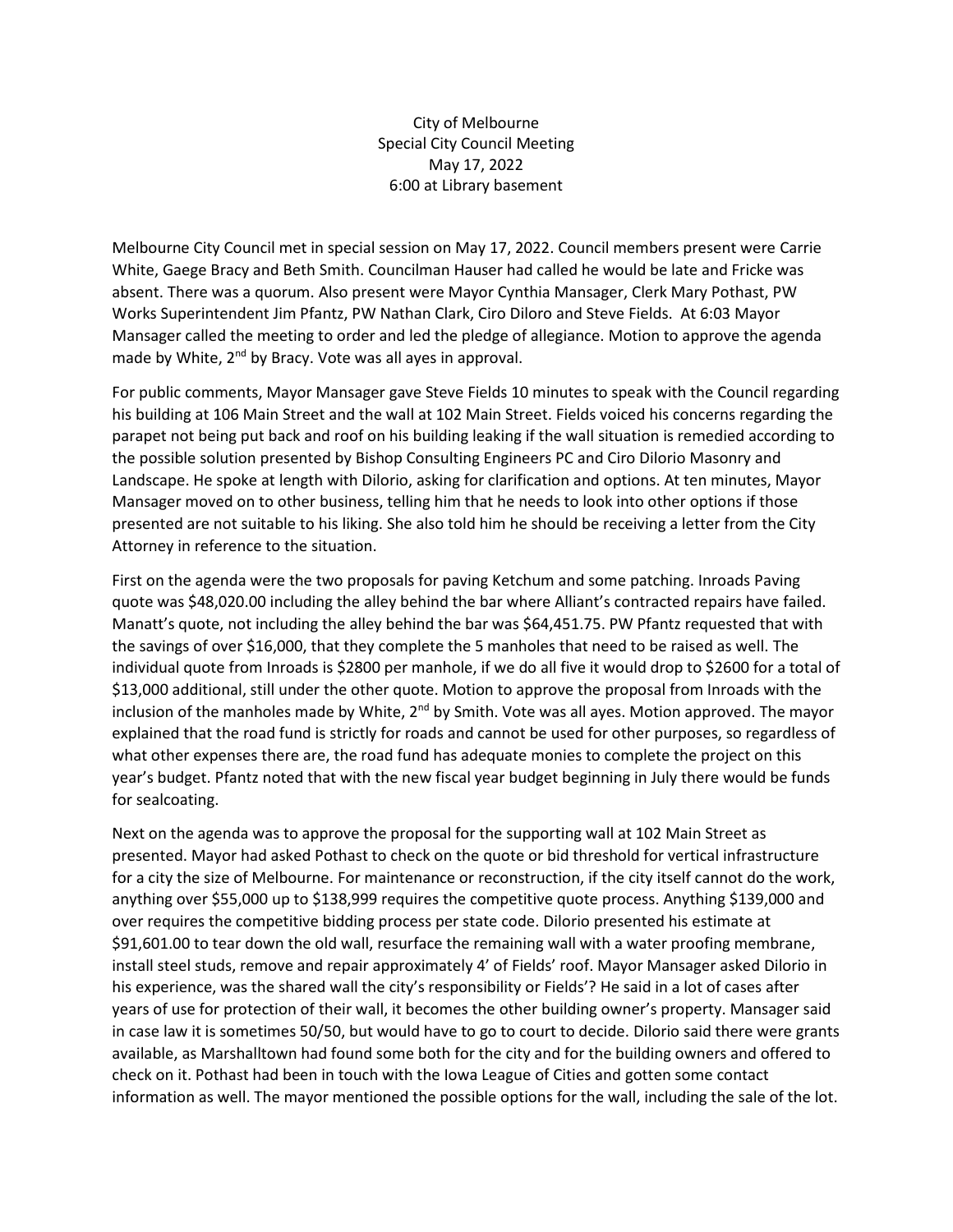City of Melbourne
Special City Council Meeting
May 17, 2022
6:00 at Library basement

Melbourne City Council met in special session on May 17, 2022. Council members present were Carrie White, Gaege Bracy and Beth Smith. Councilman Hauser had called he would be late and Fricke was absent. There was a quorum. Also present were Mayor Cynthia Mansager, Clerk Mary Pothast, PW Works Superintendent Jim Pfantz, PW Nathan Clark, Ciro Diloro and Steve Fields. At 6:03 Mayor Mansager called the meeting to order and led the pledge of allegiance. Motion to approve the agenda made by White, 2nd by Bracy. Vote was all ayes in approval.

For public comments, Mayor Mansager gave Steve Fields 10 minutes to speak with the Council regarding his building at 106 Main Street and the wall at 102 Main Street. Fields voiced his concerns regarding the parapet not being put back and roof on his building leaking if the wall situation is remedied according to the possible solution presented by Bishop Consulting Engineers PC and Ciro Dilorio Masonry and Landscape. He spoke at length with Dilorio, asking for clarification and options. At ten minutes, Mayor Mansager moved on to other business, telling him that he needs to look into other options if those presented are not suitable to his liking. She also told him he should be receiving a letter from the City Attorney in reference to the situation.

First on the agenda were the two proposals for paving Ketchum and some patching. Inroads Paving quote was $48,020.00 including the alley behind the bar where Alliant's contracted repairs have failed. Manatt's quote, not including the alley behind the bar was $64,451.75. PW Pfantz requested that with the savings of over $16,000, that they complete the 5 manholes that need to be raised as well. The individual quote from Inroads is $2800 per manhole, if we do all five it would drop to $2600 for a total of $13,000 additional, still under the other quote. Motion to approve the proposal from Inroads with the inclusion of the manholes made by White, 2nd by Smith. Vote was all ayes. Motion approved. The mayor explained that the road fund is strictly for roads and cannot be used for other purposes, so regardless of what other expenses there are, the road fund has adequate monies to complete the project on this year's budget. Pfantz noted that with the new fiscal year budget beginning in July there would be funds for sealcoating.

Next on the agenda was to approve the proposal for the supporting wall at 102 Main Street as presented. Mayor had asked Pothast to check on the quote or bid threshold for vertical infrastructure for a city the size of Melbourne. For maintenance or reconstruction, if the city itself cannot do the work, anything over $55,000 up to $138,999 requires the competitive quote process. Anything $139,000 and over requires the competitive bidding process per state code. Dilorio presented his estimate at $91,601.00 to tear down the old wall, resurface the remaining wall with a water proofing membrane, install steel studs, remove and repair approximately 4' of Fields' roof. Mayor Mansager asked Dilorio in his experience, was the shared wall the city's responsibility or Fields'? He said in a lot of cases after years of use for protection of their wall, it becomes the other building owner's property. Mansager said in case law it is sometimes 50/50, but would have to go to court to decide. Dilorio said there were grants available, as Marshalltown had found some both for the city and for the building owners and offered to check on it. Pothast had been in touch with the Iowa League of Cities and gotten some contact information as well. The mayor mentioned the possible options for the wall, including the sale of the lot.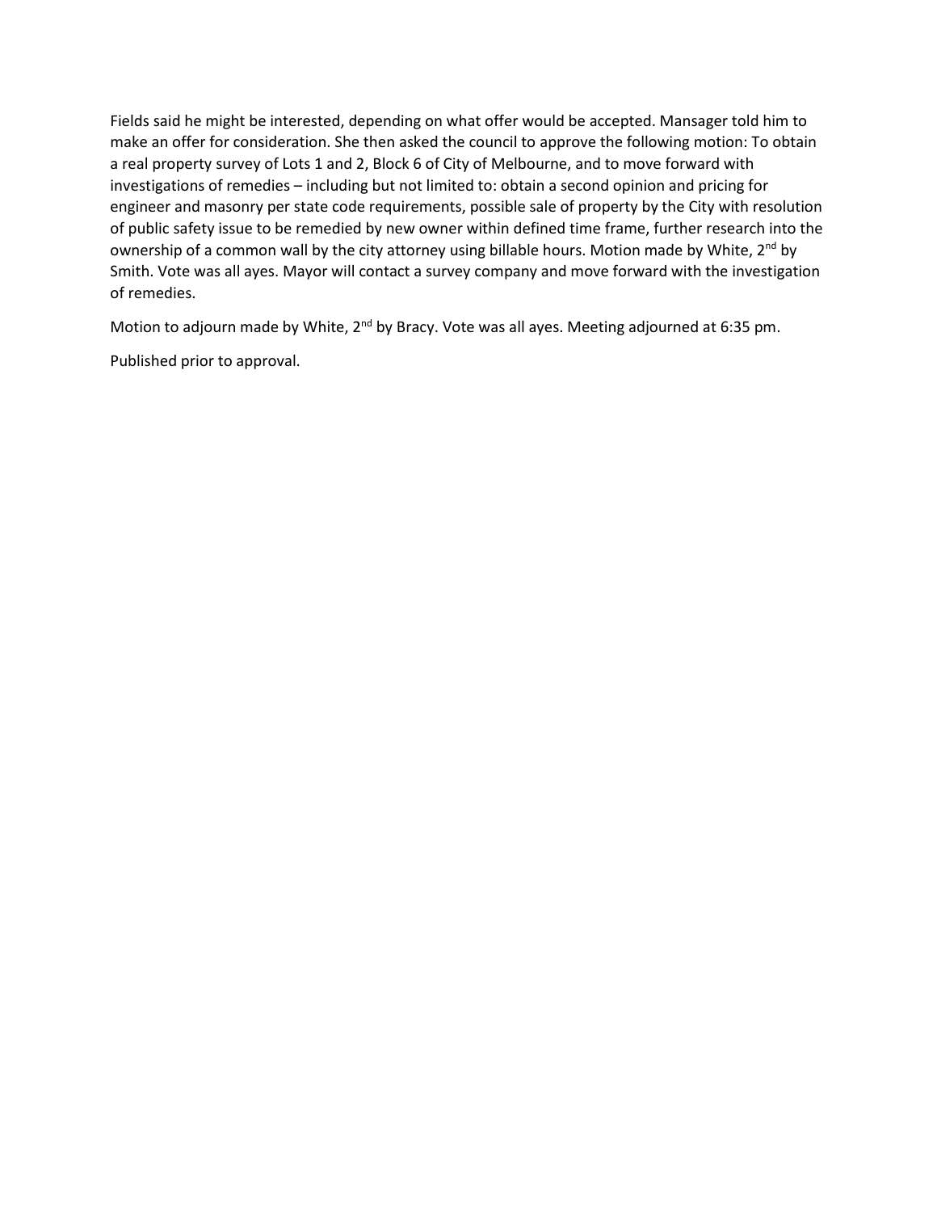Fields said he might be interested, depending on what offer would be accepted. Mansager told him to make an offer for consideration. She then asked the council to approve the following motion: To obtain a real property survey of Lots 1 and 2, Block 6 of City of Melbourne, and to move forward with investigations of remedies – including but not limited to: obtain a second opinion and pricing for engineer and masonry per state code requirements, possible sale of property by the City with resolution of public safety issue to be remedied by new owner within defined time frame, further research into the ownership of a common wall by the city attorney using billable hours. Motion made by White, 2nd by Smith. Vote was all ayes. Mayor will contact a survey company and move forward with the investigation of remedies.

Motion to adjourn made by White, 2nd by Bracy. Vote was all ayes. Meeting adjourned at 6:35 pm.

Published prior to approval.